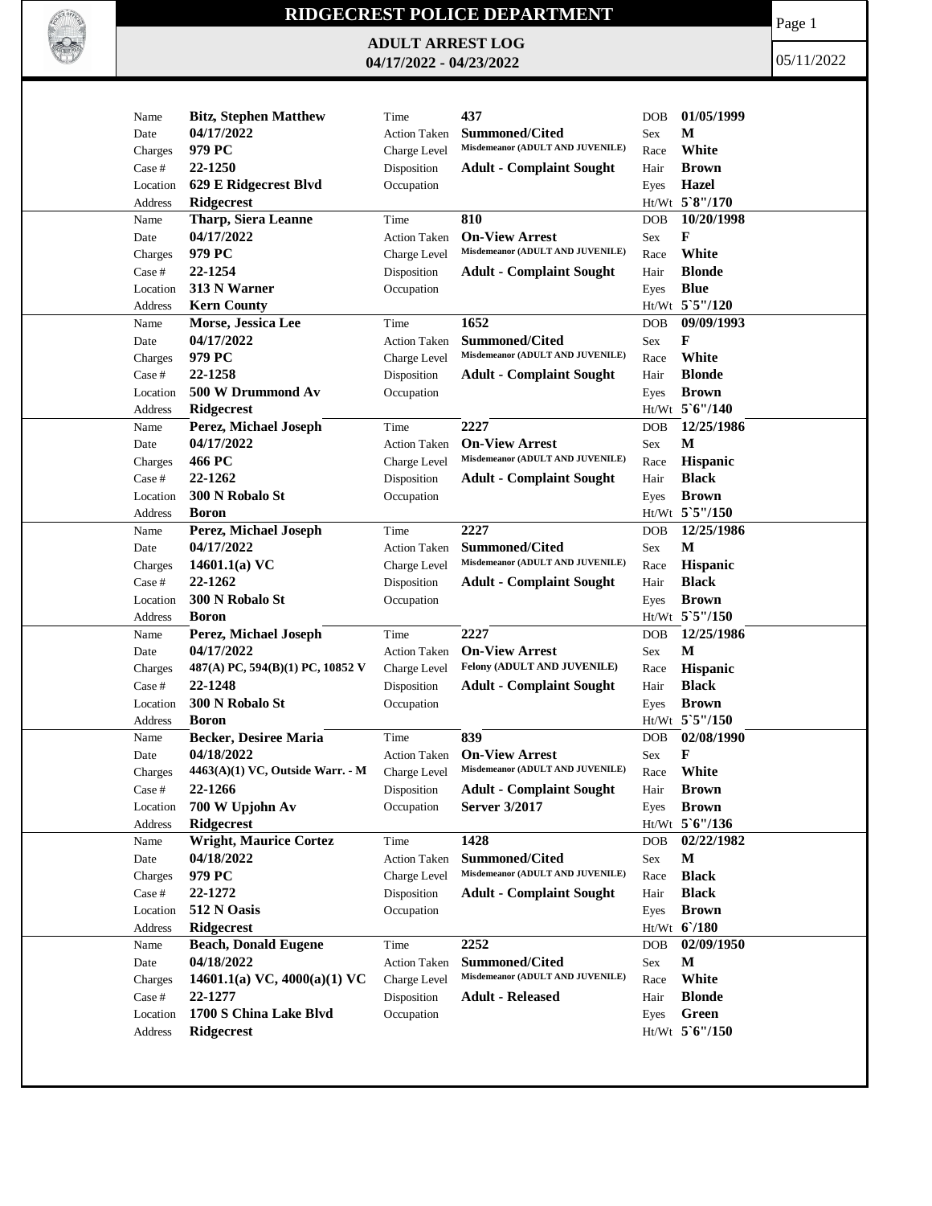# RIDGECREST POLICE DEPARTMENT

## ADULT ARREST LOG
## 04/17/2022 - 04/23/2022

05/11/2022

| Name | Date | Charges | Case # | Location | Address | Time | Action Taken | Charge Level | Disposition | Occupation | DOB | Sex | Race | Hair | Eyes | Ht/Wt |
|---|---|---|---|---|---|---|---|---|---|---|---|---|---|---|---|---|
| Bitz, Stephen Matthew | 04/17/2022 | 979 PC | 22-1250 | 629 E Ridgecrest Blvd | Ridgecrest | 437 | Summoned/Cited | Misdemeanor (ADULT AND JUVENILE) | Adult - Complaint Sought | | 01/05/1999 | M | White | Brown | Hazel | 5`8"/170 |
| Tharp, Siera Leanne | 04/17/2022 | 979 PC | 22-1254 | 313 N Warner | Kern County | 810 | On-View Arrest | Misdemeanor (ADULT AND JUVENILE) | Adult - Complaint Sought | | 10/20/1998 | F | White | Blonde | Blue | 5`5"/120 |
| Morse, Jessica Lee | 04/17/2022 | 979 PC | 22-1258 | 500 W Drummond Av | Ridgecrest | 1652 | Summoned/Cited | Misdemeanor (ADULT AND JUVENILE) | Adult - Complaint Sought | | 09/09/1993 | F | White | Blonde | Brown | 5`6"/140 |
| Perez, Michael Joseph | 04/17/2022 | 466 PC | 22-1262 | 300 N Robalo St | Boron | 2227 | On-View Arrest | Misdemeanor (ADULT AND JUVENILE) | Adult - Complaint Sought | | 12/25/1986 | M | Hispanic | Black | Brown | 5`5"/150 |
| Perez, Michael Joseph | 04/17/2022 | 14601.1(a) VC | 22-1262 | 300 N Robalo St | Boron | 2227 | Summoned/Cited | Misdemeanor (ADULT AND JUVENILE) | Adult - Complaint Sought | | 12/25/1986 | M | Hispanic | Black | Brown | 5`5"/150 |
| Perez, Michael Joseph | 04/17/2022 | 487(A) PC, 594(B)(1) PC, 10852 V | 22-1248 | 300 N Robalo St | Boron | 2227 | On-View Arrest | Felony (ADULT AND JUVENILE) | Adult - Complaint Sought | | 12/25/1986 | M | Hispanic | Black | Brown | 5`5"/150 |
| Becker, Desiree Maria | 04/18/2022 | 4463(A)(1) VC, Outside Warr. - M | 22-1266 | 700 W Upjohn Av | Ridgecrest | 839 | On-View Arrest | Misdemeanor (ADULT AND JUVENILE) | Adult - Complaint Sought | Server 3/2017 | 02/08/1990 | F | White | Brown | Brown | 5`6"/136 |
| Wright, Maurice Cortez | 04/18/2022 | 979 PC | 22-1272 | 512 N Oasis | Ridgecrest | 1428 | Summoned/Cited | Misdemeanor (ADULT AND JUVENILE) | Adult - Complaint Sought | | 02/22/1982 | M | Black | Black | Brown | 6`/180 |
| Beach, Donald Eugene | 04/18/2022 | 14601.1(a) VC, 4000(a)(1) VC | 22-1277 | 1700 S China Lake Blvd | Ridgecrest | 2252 | Summoned/Cited | Misdemeanor (ADULT AND JUVENILE) | Adult - Released | | 02/09/1950 | M | White | Blonde | Green | 5`6"/150 |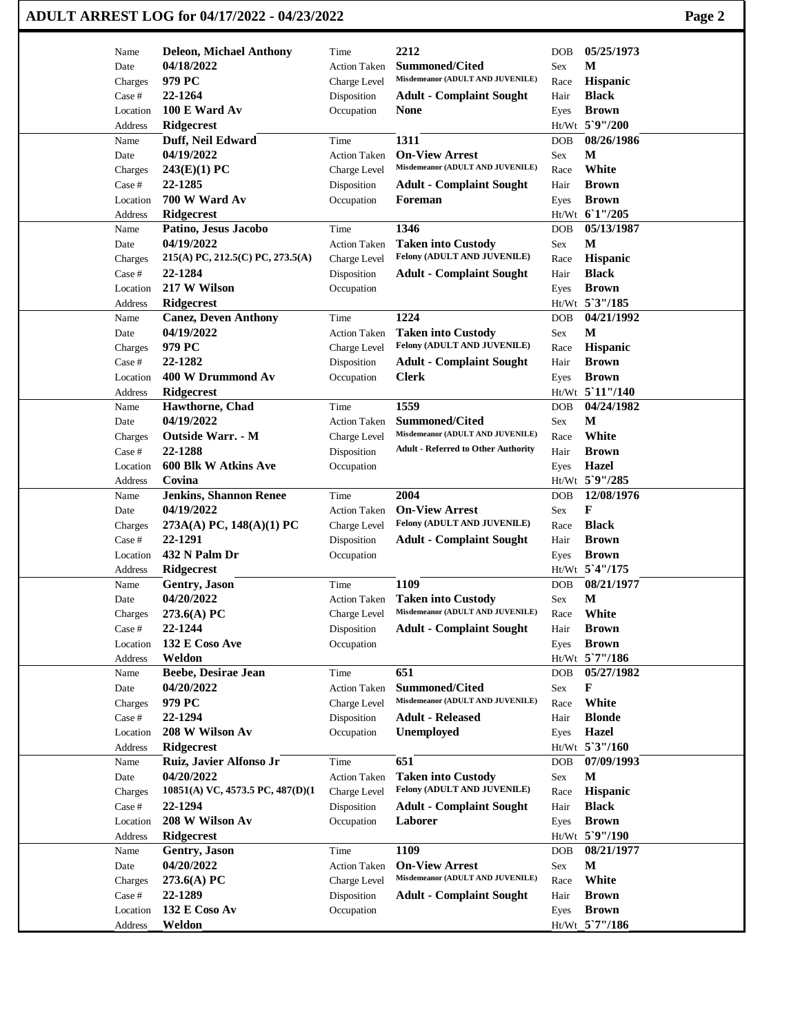# ADULT ARREST LOG for 04/17/2022 - 04/23/2022

| Field | Value | Field | Value | Field | Value |
|---|---|---|---|---|---|
| Name | Deleon, Michael Anthony | Time | 2212 | DOB | 05/25/1973 |
| Date | 04/18/2022 | Action Taken | Summoned/Cited | Sex | M |
| Charges | 979 PC | Charge Level | Misdemeanor (ADULT AND JUVENILE) | Race | Hispanic |
| Case # | 22-1264 | Disposition | Adult - Complaint Sought | Hair | Black |
| Location | 100 E Ward Av | Occupation | None | Eyes | Brown |
| Address | Ridgecrest | | | Ht/Wt | 5`9"/200 |
| Name | Duff, Neil Edward | Time | 1311 | DOB | 08/26/1986 |
| Date | 04/19/2022 | Action Taken | On-View Arrest | Sex | M |
| Charges | 243(E)(1) PC | Charge Level | Misdemeanor (ADULT AND JUVENILE) | Race | White |
| Case # | 22-1285 | Disposition | Adult - Complaint Sought | Hair | Brown |
| Location | 700 W Ward Av | Occupation | Foreman | Eyes | Brown |
| Address | Ridgecrest | | | Ht/Wt | 6`1"/205 |
| Name | Patino, Jesus Jacobo | Time | 1346 | DOB | 05/13/1987 |
| Date | 04/19/2022 | Action Taken | Taken into Custody | Sex | M |
| Charges | 215(A) PC, 212.5(C) PC, 273.5(A) | Charge Level | Felony (ADULT AND JUVENILE) | Race | Hispanic |
| Case # | 22-1284 | Disposition | Adult - Complaint Sought | Hair | Black |
| Location | 217 W Wilson | Occupation | | Eyes | Brown |
| Address | Ridgecrest | | | Ht/Wt | 5`3"/185 |
| Name | Canez, Deven Anthony | Time | 1224 | DOB | 04/21/1992 |
| Date | 04/19/2022 | Action Taken | Taken into Custody | Sex | M |
| Charges | 979 PC | Charge Level | Felony (ADULT AND JUVENILE) | Race | Hispanic |
| Case # | 22-1282 | Disposition | Adult - Complaint Sought | Hair | Brown |
| Location | 400 W Drummond Av | Occupation | Clerk | Eyes | Brown |
| Address | Ridgecrest | | | Ht/Wt | 5`11"/140 |
| Name | Hawthorne, Chad | Time | 1559 | DOB | 04/24/1982 |
| Date | 04/19/2022 | Action Taken | Summoned/Cited | Sex | M |
| Charges | Outside Warr. - M | Charge Level | Misdemeanor (ADULT AND JUVENILE) | Race | White |
| Case # | 22-1288 | Disposition | Adult - Referred to Other Authority | Hair | Brown |
| Location | 600 Blk W Atkins Ave | Occupation | | Eyes | Hazel |
| Address | Covina | | | Ht/Wt | 5`9"/285 |
| Name | Jenkins, Shannon Renee | Time | 2004 | DOB | 12/08/1976 |
| Date | 04/19/2022 | Action Taken | On-View Arrest | Sex | F |
| Charges | 273A(A) PC, 148(A)(1) PC | Charge Level | Felony (ADULT AND JUVENILE) | Race | Black |
| Case # | 22-1291 | Disposition | Adult - Complaint Sought | Hair | Brown |
| Location | 432 N Palm Dr | Occupation | | Eyes | Brown |
| Address | Ridgecrest | | | Ht/Wt | 5`4"/175 |
| Name | Gentry, Jason | Time | 1109 | DOB | 08/21/1977 |
| Date | 04/20/2022 | Action Taken | Taken into Custody | Sex | M |
| Charges | 273.6(A) PC | Charge Level | Misdemeanor (ADULT AND JUVENILE) | Race | White |
| Case # | 22-1244 | Disposition | Adult - Complaint Sought | Hair | Brown |
| Location | 132 E Coso Ave | Occupation | | Eyes | Brown |
| Address | Weldon | | | Ht/Wt | 5`7"/186 |
| Name | Beebe, Desirae Jean | Time | 651 | DOB | 05/27/1982 |
| Date | 04/20/2022 | Action Taken | Summoned/Cited | Sex | F |
| Charges | 979 PC | Charge Level | Misdemeanor (ADULT AND JUVENILE) | Race | White |
| Case # | 22-1294 | Disposition | Adult - Released | Hair | Blonde |
| Location | 208 W Wilson Av | Occupation | Unemployed | Eyes | Hazel |
| Address | Ridgecrest | | | Ht/Wt | 5`3"/160 |
| Name | Ruiz, Javier Alfonso Jr | Time | 651 | DOB | 07/09/1993 |
| Date | 04/20/2022 | Action Taken | Taken into Custody | Sex | M |
| Charges | 10851(A) VC, 4573.5 PC, 487(D)(1 | Charge Level | Felony (ADULT AND JUVENILE) | Race | Hispanic |
| Case # | 22-1294 | Disposition | Adult - Complaint Sought | Hair | Black |
| Location | 208 W Wilson Av | Occupation | Laborer | Eyes | Brown |
| Address | Ridgecrest | | | Ht/Wt | 5`9"/190 |
| Name | Gentry, Jason | Time | 1109 | DOB | 08/21/1977 |
| Date | 04/20/2022 | Action Taken | On-View Arrest | Sex | M |
| Charges | 273.6(A) PC | Charge Level | Misdemeanor (ADULT AND JUVENILE) | Race | White |
| Case # | 22-1289 | Disposition | Adult - Complaint Sought | Hair | Brown |
| Location | 132 E Coso Av | Occupation | | Eyes | Brown |
| Address | Weldon | | | Ht/Wt | 5`7"/186 |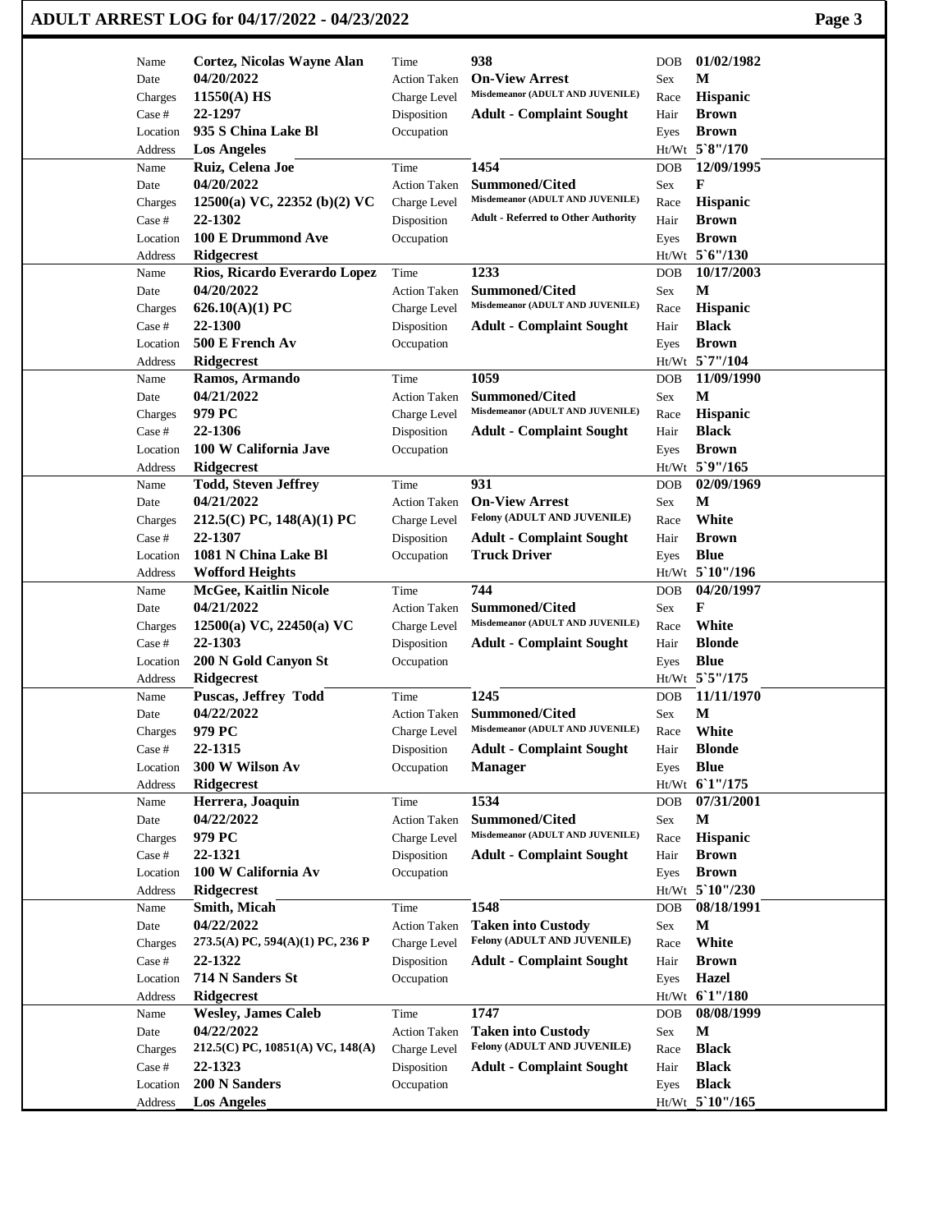# ADULT ARREST LOG for 04/17/2022 - 04/23/2022

| | | | | | |
|---|---|---|---|---|---|
| Name | **Cortez, Nicolas Wayne Alan** | Time | **938** | DOB | **01/02/1982** |
| Date | **04/20/2022** | Action Taken | **On-View Arrest** | Sex | **M** |
| Charges | **11550(A) HS** | Charge Level | **Misdemeanor (ADULT AND JUVENILE)** | Race | **Hispanic** |
| Case # | **22-1297** | Disposition | **Adult - Complaint Sought** | Hair | **Brown** |
| Location | **935 S China Lake Bl** | Occupation | | Eyes | **Brown** |
| Address | **Los Angeles** | | | Ht/Wt | **5`8"/170** |

| | | | | | |
|---|---|---|---|---|---|
| Name | **Ruiz, Celena Joe** | Time | **1454** | DOB | **12/09/1995** |
| Date | **04/20/2022** | Action Taken | **Summoned/Cited** | Sex | **F** |
| Charges | **12500(a) VC, 22352 (b)(2) VC** | Charge Level | **Misdemeanor (ADULT AND JUVENILE)** | Race | **Hispanic** |
| Case # | **22-1302** | Disposition | **Adult - Referred to Other Authority** | Hair | **Brown** |
| Location | **100 E Drummond Ave** | Occupation | | Eyes | **Brown** |
| Address | **Ridgecrest** | | | Ht/Wt | **5`6"/130** |

| | | | | | |
|---|---|---|---|---|---|
| Name | **Rios, Ricardo Everardo Lopez** | Time | **1233** | DOB | **10/17/2003** |
| Date | **04/20/2022** | Action Taken | **Summoned/Cited** | Sex | **M** |
| Charges | **626.10(A)(1) PC** | Charge Level | **Misdemeanor (ADULT AND JUVENILE)** | Race | **Hispanic** |
| Case # | **22-1300** | Disposition | **Adult - Complaint Sought** | Hair | **Black** |
| Location | **500 E French Av** | Occupation | | Eyes | **Brown** |
| Address | **Ridgecrest** | | | Ht/Wt | **5`7"/104** |

| | | | | | |
|---|---|---|---|---|---|
| Name | **Ramos, Armando** | Time | **1059** | DOB | **11/09/1990** |
| Date | **04/21/2022** | Action Taken | **Summoned/Cited** | Sex | **M** |
| Charges | **979 PC** | Charge Level | **Misdemeanor (ADULT AND JUVENILE)** | Race | **Hispanic** |
| Case # | **22-1306** | Disposition | **Adult - Complaint Sought** | Hair | **Black** |
| Location | **100 W California Jave** | Occupation | | Eyes | **Brown** |
| Address | **Ridgecrest** | | | Ht/Wt | **5`9"/165** |

| | | | | | |
|---|---|---|---|---|---|
| Name | **Todd, Steven Jeffrey** | Time | **931** | DOB | **02/09/1969** |
| Date | **04/21/2022** | Action Taken | **On-View Arrest** | Sex | **M** |
| Charges | **212.5(C) PC, 148(A)(1) PC** | Charge Level | **Felony (ADULT AND JUVENILE)** | Race | **White** |
| Case # | **22-1307** | Disposition | **Adult - Complaint Sought** | Hair | **Brown** |
| Location | **1081 N China Lake Bl** | Occupation | **Truck Driver** | Eyes | **Blue** |
| Address | **Wofford Heights** | | | Ht/Wt | **5`10"/196** |

| | | | | | |
|---|---|---|---|---|---|
| Name | **McGee, Kaitlin Nicole** | Time | **744** | DOB | **04/20/1997** |
| Date | **04/21/2022** | Action Taken | **Summoned/Cited** | Sex | **F** |
| Charges | **12500(a) VC, 22450(a) VC** | Charge Level | **Misdemeanor (ADULT AND JUVENILE)** | Race | **White** |
| Case # | **22-1303** | Disposition | **Adult - Complaint Sought** | Hair | **Blonde** |
| Location | **200 N Gold Canyon St** | Occupation | | Eyes | **Blue** |
| Address | **Ridgecrest** | | | Ht/Wt | **5`5"/175** |

| | | | | | |
|---|---|---|---|---|---|
| Name | **Puscas, Jeffrey Todd** | Time | **1245** | DOB | **11/11/1970** |
| Date | **04/22/2022** | Action Taken | **Summoned/Cited** | Sex | **M** |
| Charges | **979 PC** | Charge Level | **Misdemeanor (ADULT AND JUVENILE)** | Race | **White** |
| Case # | **22-1315** | Disposition | **Adult - Complaint Sought** | Hair | **Blonde** |
| Location | **300 W Wilson Av** | Occupation | **Manager** | Eyes | **Blue** |
| Address | **Ridgecrest** | | | Ht/Wt | **6`1"/175** |

| | | | | | |
|---|---|---|---|---|---|
| Name | **Herrera, Joaquin** | Time | **1534** | DOB | **07/31/2001** |
| Date | **04/22/2022** | Action Taken | **Summoned/Cited** | Sex | **M** |
| Charges | **979 PC** | Charge Level | **Misdemeanor (ADULT AND JUVENILE)** | Race | **Hispanic** |
| Case # | **22-1321** | Disposition | **Adult - Complaint Sought** | Hair | **Brown** |
| Location | **100 W California Av** | Occupation | | Eyes | **Brown** |
| Address | **Ridgecrest** | | | Ht/Wt | **5`10"/230** |

| | | | | | |
|---|---|---|---|---|---|
| Name | **Smith, Micah** | Time | **1548** | DOB | **08/18/1991** |
| Date | **04/22/2022** | Action Taken | **Taken into Custody** | Sex | **M** |
| Charges | **273.5(A) PC, 594(A)(1) PC, 236 P** | Charge Level | **Felony (ADULT AND JUVENILE)** | Race | **White** |
| Case # | **22-1322** | Disposition | **Adult - Complaint Sought** | Hair | **Brown** |
| Location | **714 N Sanders St** | Occupation | | Eyes | **Hazel** |
| Address | **Ridgecrest** | | | Ht/Wt | **6`1"/180** |

| | | | | | |
|---|---|---|---|---|---|
| Name | **Wesley, James Caleb** | Time | **1747** | DOB | **08/08/1999** |
| Date | **04/22/2022** | Action Taken | **Taken into Custody** | Sex | **M** |
| Charges | **212.5(C) PC, 10851(A) VC, 148(A)** | Charge Level | **Felony (ADULT AND JUVENILE)** | Race | **Black** |
| Case # | **22-1323** | Disposition | **Adult - Complaint Sought** | Hair | **Black** |
| Location | **200 N Sanders** | Occupation | | Eyes | **Black** |
| Address | **Los Angeles** | | | Ht/Wt | **5`10"/165** |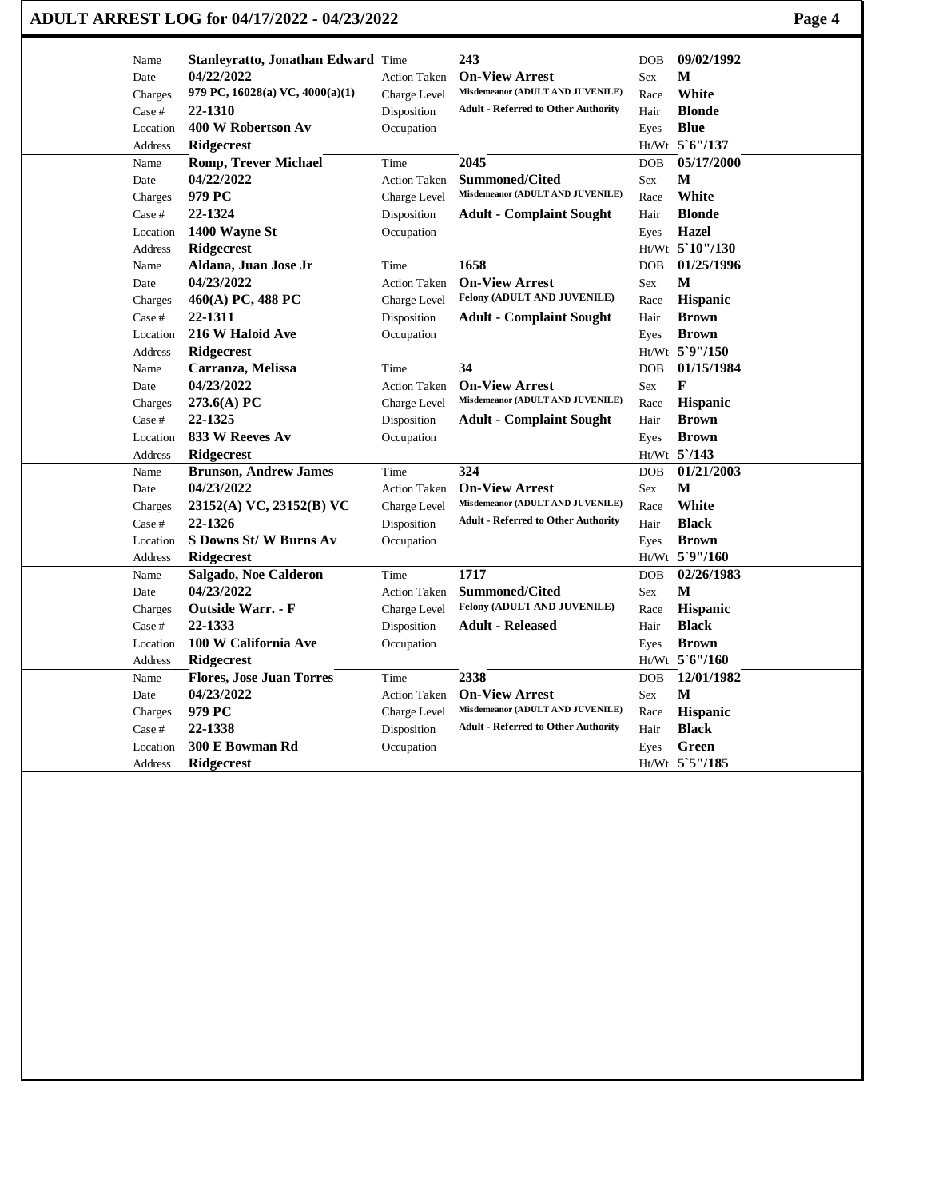# ADULT ARREST LOG for 04/17/2022 - 04/23/2022

| | | | | | |
|---|---|---|---|---|---|
| Name | **Stanleyratto, Jonathan Edward** | Time | **243** | DOB | **09/02/1992** |
| Date | **04/22/2022** | Action Taken | **On-View Arrest** | Sex | **M** |
| Charges | **979 PC, 16028(a) VC, 4000(a)(1)** | Charge Level | **Misdemeanor (ADULT AND JUVENILE)** | Race | **White** |
| Case # | **22-1310** | Disposition | **Adult - Referred to Other Authority** | Hair | **Blonde** |
| Location | **400 W Robertson Av** | Occupation | | Eyes | **Blue** |
| Address | **Ridgecrest** | | | Ht/Wt | **5`6"/137** |
| Name | **Romp, Trever Michael** | Time | **2045** | DOB | **05/17/2000** |
| Date | **04/22/2022** | Action Taken | **Summoned/Cited** | Sex | **M** |
| Charges | **979 PC** | Charge Level | **Misdemeanor (ADULT AND JUVENILE)** | Race | **White** |
| Case # | **22-1324** | Disposition | **Adult - Complaint Sought** | Hair | **Blonde** |
| Location | **1400 Wayne St** | Occupation | | Eyes | **Hazel** |
| Address | **Ridgecrest** | | | Ht/Wt | **5`10"/130** |
| Name | **Aldana, Juan Jose Jr** | Time | **1658** | DOB | **01/25/1996** |
| Date | **04/23/2022** | Action Taken | **On-View Arrest** | Sex | **M** |
| Charges | **460(A) PC, 488 PC** | Charge Level | **Felony (ADULT AND JUVENILE)** | Race | **Hispanic** |
| Case # | **22-1311** | Disposition | **Adult - Complaint Sought** | Hair | **Brown** |
| Location | **216 W Haloid Ave** | Occupation | | Eyes | **Brown** |
| Address | **Ridgecrest** | | | Ht/Wt | **5`9"/150** |
| Name | **Carranza, Melissa** | Time | **34** | DOB | **01/15/1984** |
| Date | **04/23/2022** | Action Taken | **On-View Arrest** | Sex | **F** |
| Charges | **273.6(A) PC** | Charge Level | **Misdemeanor (ADULT AND JUVENILE)** | Race | **Hispanic** |
| Case # | **22-1325** | Disposition | **Adult - Complaint Sought** | Hair | **Brown** |
| Location | **833 W Reeves Av** | Occupation | | Eyes | **Brown** |
| Address | **Ridgecrest** | | | Ht/Wt | **5`/143** |
| Name | **Brunson, Andrew James** | Time | **324** | DOB | **01/21/2003** |
| Date | **04/23/2022** | Action Taken | **On-View Arrest** | Sex | **M** |
| Charges | **23152(A) VC, 23152(B) VC** | Charge Level | **Misdemeanor (ADULT AND JUVENILE)** | Race | **White** |
| Case # | **22-1326** | Disposition | **Adult - Referred to Other Authority** | Hair | **Black** |
| Location | **S Downs St/ W Burns Av** | Occupation | | Eyes | **Brown** |
| Address | **Ridgecrest** | | | Ht/Wt | **5`9"/160** |
| Name | **Salgado, Noe Calderon** | Time | **1717** | DOB | **02/26/1983** |
| Date | **04/23/2022** | Action Taken | **Summoned/Cited** | Sex | **M** |
| Charges | **Outside Warr. - F** | Charge Level | **Felony (ADULT AND JUVENILE)** | Race | **Hispanic** |
| Case # | **22-1333** | Disposition | **Adult - Released** | Hair | **Black** |
| Location | **100 W California Ave** | Occupation | | Eyes | **Brown** |
| Address | **Ridgecrest** | | | Ht/Wt | **5`6"/160** |
| Name | **Flores, Jose Juan Torres** | Time | **2338** | DOB | **12/01/1982** |
| Date | **04/23/2022** | Action Taken | **On-View Arrest** | Sex | **M** |
| Charges | **979 PC** | Charge Level | **Misdemeanor (ADULT AND JUVENILE)** | Race | **Hispanic** |
| Case # | **22-1338** | Disposition | **Adult - Referred to Other Authority** | Hair | **Black** |
| Location | **300 E Bowman Rd** | Occupation | | Eyes | **Green** |
| Address | **Ridgecrest** | | | Ht/Wt | **5`5"/185** |